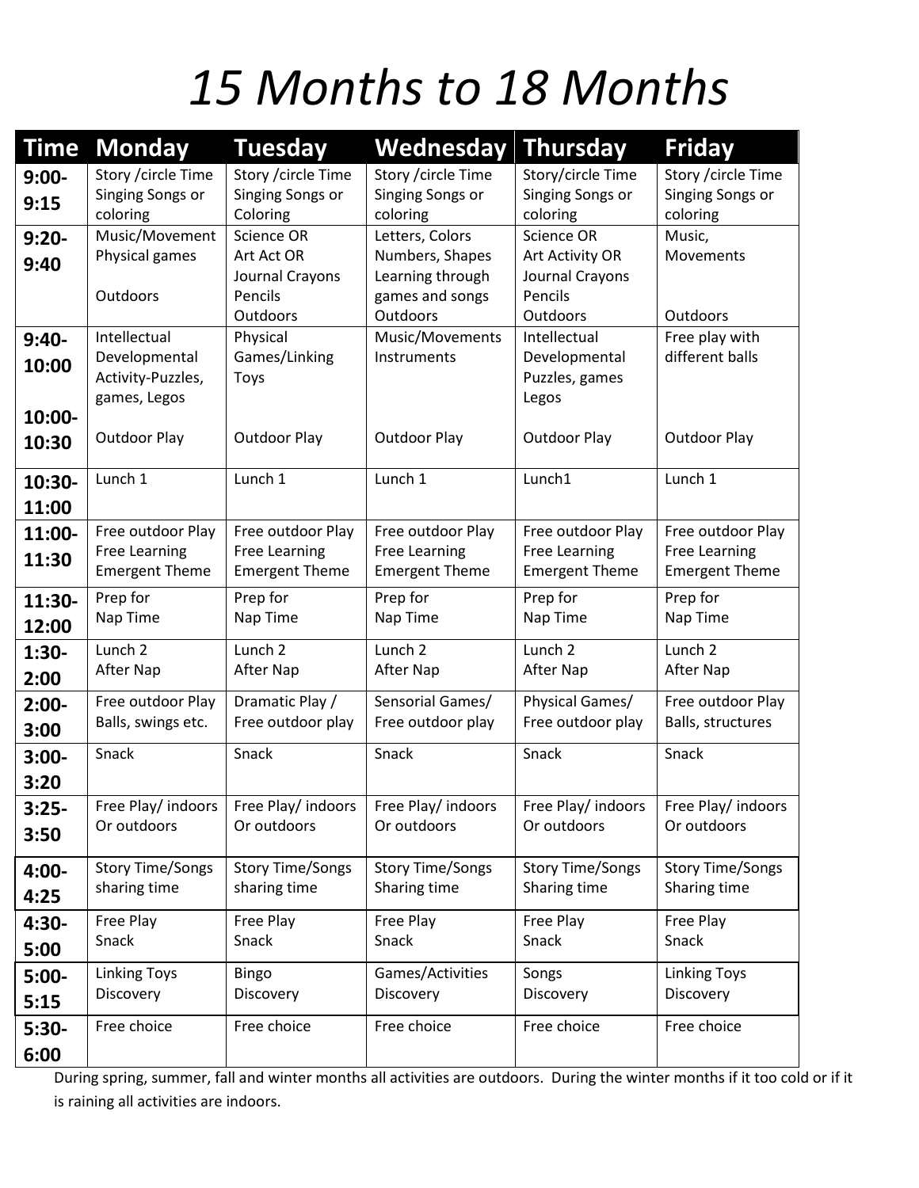# 15 Months to 18 Months

| Time | Monday | Tuesday | Wednesday | Thursday | Friday |
|---|---|---|---|---|---|
| 9:00-9:15 | Story /circle Time Singing Songs or coloring | Story /circle Time Singing Songs or Coloring | Story /circle Time Singing Songs or coloring | Story/circle Time Singing Songs or coloring | Story /circle Time Singing Songs or coloring |
| 9:20-9:40 | Music/Movement Physical games<br><br>Outdoors | Science OR Art Act OR Journal Crayons Pencils Outdoors | Letters, Colors Numbers, Shapes Learning through games and songs Outdoors | Science OR Art Activity OR Journal Crayons Pencils Outdoors | Music, Movements<br><br>Outdoors |
| 9:40-10:00<br><br>10:00-10:30 | Intellectual Developmental Activity-Puzzles, games, Legos<br><br>Outdoor Play | Physical Games/Linking Toys<br><br>Outdoor Play | Music/Movements Instruments<br><br>Outdoor Play | Intellectual Developmental Puzzles, games Legos<br><br>Outdoor Play | Free play with different balls<br><br>Outdoor Play |
| 10:30-11:00 | Lunch 1 | Lunch 1 | Lunch 1 | Lunch1 | Lunch 1 |
| 11:00-11:30 | Free outdoor Play Free Learning Emergent Theme | Free outdoor Play Free Learning Emergent Theme | Free outdoor Play Free Learning Emergent Theme | Free outdoor Play Free Learning Emergent Theme | Free outdoor Play Free Learning Emergent Theme |
| 11:30-12:00 | Prep for Nap Time | Prep for Nap Time | Prep for Nap Time | Prep for Nap Time | Prep for Nap Time |
| 1:30-2:00 | Lunch 2 After Nap | Lunch 2 After Nap | Lunch 2 After Nap | Lunch 2 After Nap | Lunch 2 After Nap |
| 2:00-3:00 | Free outdoor Play Balls, swings etc. | Dramatic Play / Free outdoor play | Sensorial Games/ Free outdoor play | Physical Games/ Free outdoor play | Free outdoor Play Balls, structures |
| 3:00-3:20 | Snack | Snack | Snack | Snack | Snack |
| 3:25-3:50 | Free Play/ indoors Or outdoors | Free Play/ indoors Or outdoors | Free Play/ indoors Or outdoors | Free Play/ indoors Or outdoors | Free Play/ indoors Or outdoors |
| 4:00-4:25 | Story Time/Songs sharing time | Story Time/Songs sharing time | Story Time/Songs Sharing time | Story Time/Songs Sharing time | Story Time/Songs Sharing time |
| 4:30-5:00 | Free Play Snack | Free Play Snack | Free Play Snack | Free Play Snack | Free Play Snack |
| 5:00-5:15 | Linking Toys Discovery | Bingo Discovery | Games/Activities Discovery | Songs Discovery | Linking Toys Discovery |
| 5:30-6:00 | Free choice | Free choice | Free choice | Free choice | Free choice |

During spring, summer, fall and winter months all activities are outdoors. During the winter months if it too cold or if it is raining all activities are indoors.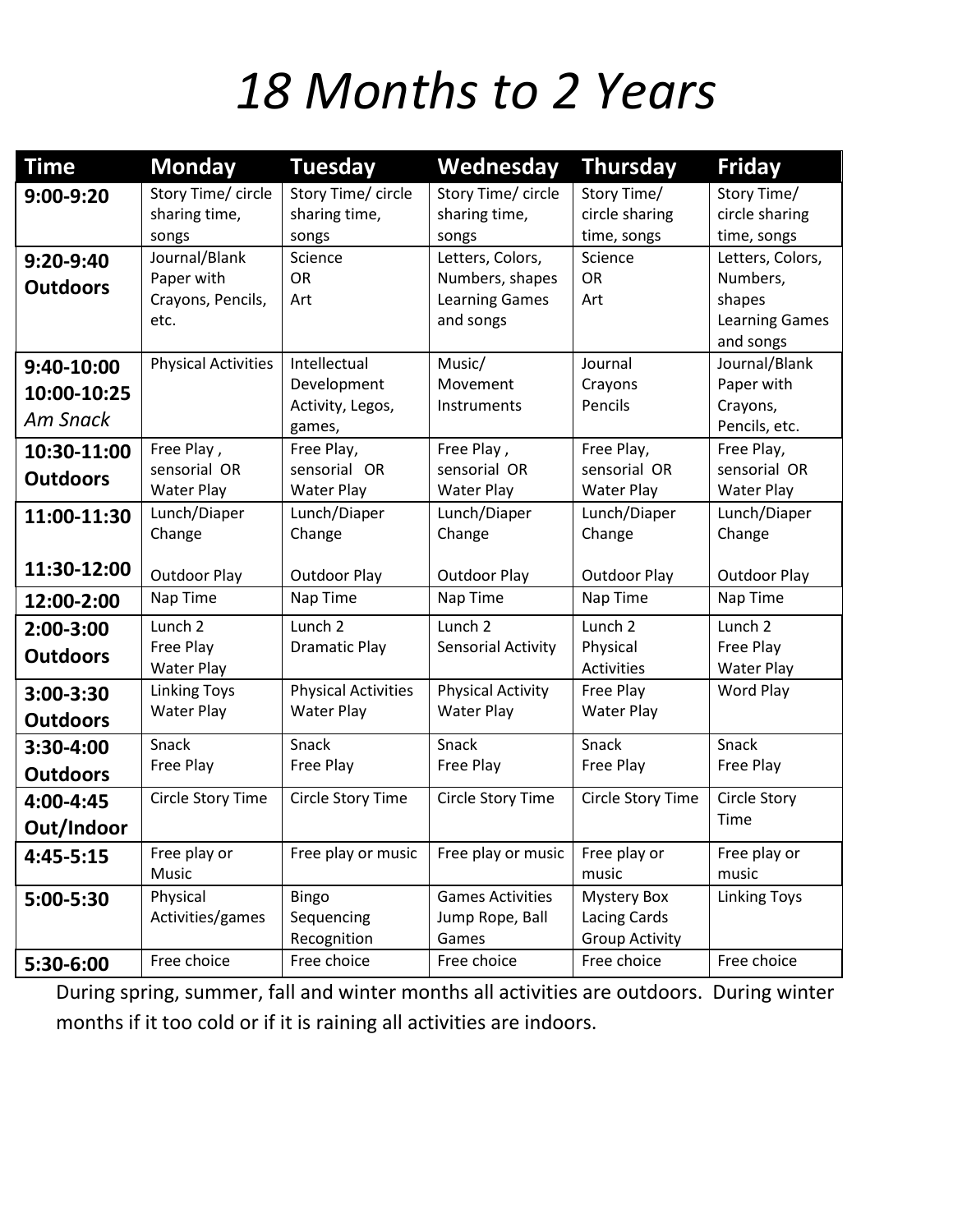# *18 Months to 2 Years*

| Time | Monday | Tuesday | Wednesday | Thursday | Friday |
|---|---|---|---|---|---|
| **9:00-9:20** | Story Time/ circle sharing time, songs | Story Time/ circle sharing time, songs | Story Time/ circle sharing time, songs | Story Time/ circle sharing time, songs | Story Time/ circle sharing time, songs |
| **9:20-9:40 Outdoors** | Journal/Blank Paper with Crayons, Pencils, etc. | Science OR Art | Letters, Colors, Numbers, shapes Learning Games and songs | Science OR Art | Letters, Colors, Numbers, shapes Learning Games and songs |
| **9:40-10:00 10:00-10:25** *Am Snack* | Physical Activities | Intellectual Development Activity, Legos, games, | Music/ Movement Instruments | Journal Crayons Pencils | Journal/Blank Paper with Crayons, Pencils, etc. |
| **10:30-11:00 Outdoors** | Free Play , sensorial OR Water Play | Free Play, sensorial OR Water Play | Free Play , sensorial OR Water Play | Free Play, sensorial OR Water Play | Free Play, sensorial OR Water Play |
| **11:00-11:30** **11:30-12:00** | Lunch/Diaper Change Outdoor Play | Lunch/Diaper Change Outdoor Play | Lunch/Diaper Change Outdoor Play | Lunch/Diaper Change Outdoor Play | Lunch/Diaper Change Outdoor Play |
| **12:00-2:00** | Nap Time | Nap Time | Nap Time | Nap Time | Nap Time |
| **2:00-3:00 Outdoors** | Lunch 2 Free Play Water Play | Lunch 2 Dramatic Play | Lunch 2 Sensorial Activity | Lunch 2 Physical Activities | Lunch 2 Free Play Water Play |
| **3:00-3:30 Outdoors** | Linking Toys Water Play | Physical Activities Water Play | Physical Activity Water Play | Free Play Water Play | Word Play |
| **3:30-4:00 Outdoors** | Snack Free Play | Snack Free Play | Snack Free Play | Snack Free Play | Snack Free Play |
| **4:00-4:45 Out/Indoor** | Circle Story Time | Circle Story Time | Circle Story Time | Circle Story Time | Circle Story Time |
| **4:45-5:15** | Free play or Music | Free play or music | Free play or music | Free play or music | Free play or music |
| **5:00-5:30** | Physical Activities/games | Bingo Sequencing Recognition | Games Activities Jump Rope, Ball Games | Mystery Box Lacing Cards Group Activity | Linking Toys |
| **5:30-6:00** | Free choice | Free choice | Free choice | Free choice | Free choice |

During spring, summer, fall and winter months all activities are outdoors. During winter months if it too cold or if it is raining all activities are indoors.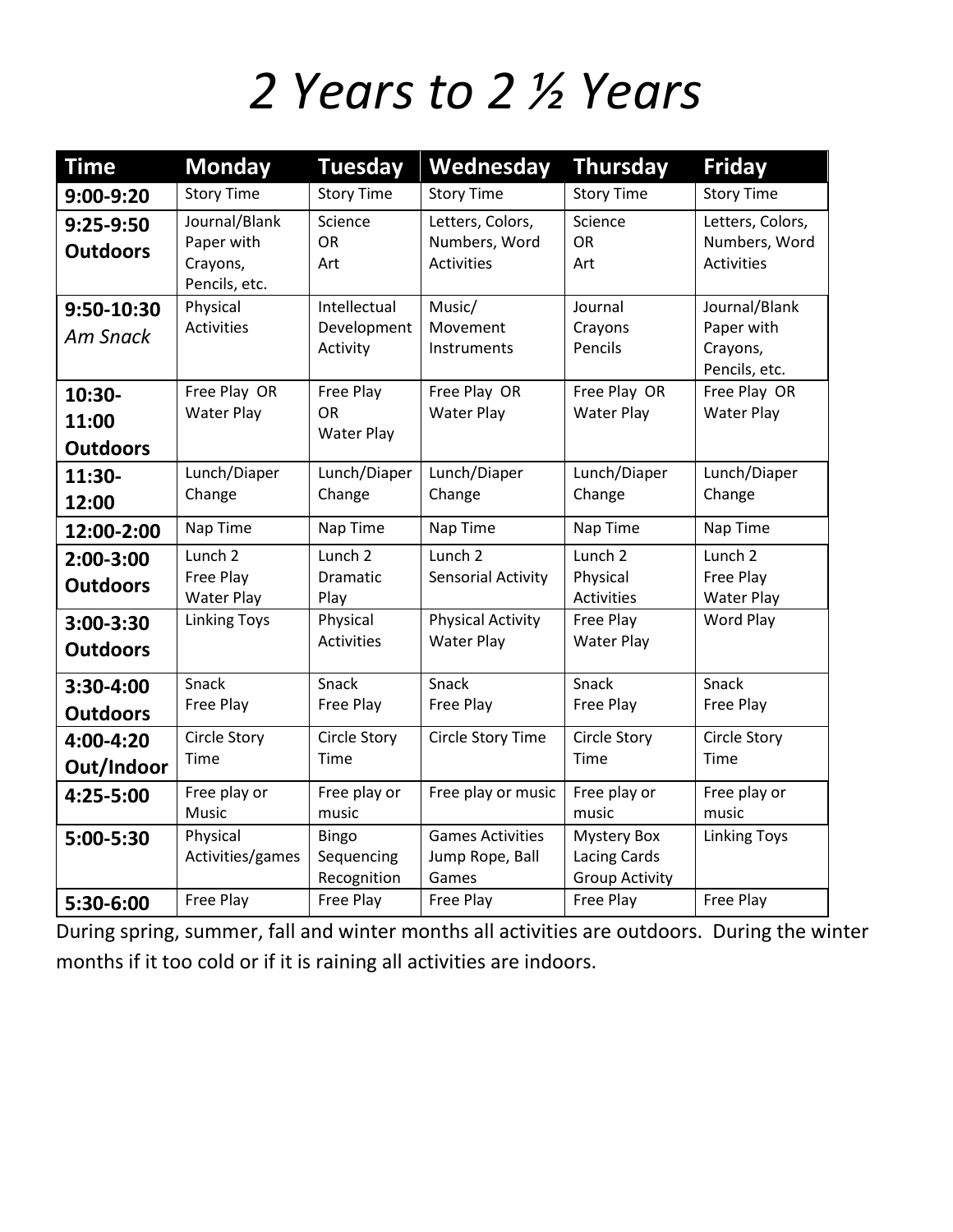# *2 Years to 2 ½ Years*

| Time | Monday | Tuesday | Wednesday | Thursday | Friday |
|---|---|---|---|---|---|
| **9:00-9:20** | Story Time | Story Time | Story Time | Story Time | Story Time |
| **9:25-9:50 Outdoors** | Journal/Blank Paper with Crayons, Pencils, etc. | Science OR Art | Letters, Colors, Numbers, Word Activities | Science OR Art | Letters, Colors, Numbers, Word Activities |
| **9:50-10:30** *Am Snack* | Physical Activities | Intellectual Development Activity | Music/ Movement Instruments | Journal Crayons Pencils | Journal/Blank Paper with Crayons, Pencils, etc. |
| **10:30-11:00 Outdoors** | Free Play OR Water Play | Free Play OR Water Play | Free Play OR Water Play | Free Play OR Water Play | Free Play OR Water Play |
| **11:30-12:00** | Lunch/Diaper Change | Lunch/Diaper Change | Lunch/Diaper Change | Lunch/Diaper Change | Lunch/Diaper Change |
| **12:00-2:00** | Nap Time | Nap Time | Nap Time | Nap Time | Nap Time |
| **2:00-3:00 Outdoors** | Lunch 2 Free Play Water Play | Lunch 2 Dramatic Play | Lunch 2 Sensorial Activity | Lunch 2 Physical Activities | Lunch 2 Free Play Water Play |
| **3:00-3:30 Outdoors** | Linking Toys | Physical Activities | Physical Activity Water Play | Free Play Water Play | Word Play |
| **3:30-4:00 Outdoors** | Snack Free Play | Snack Free Play | Snack Free Play | Snack Free Play | Snack Free Play |
| **4:00-4:20 Out/Indoor** | Circle Story Time | Circle Story Time | Circle Story Time | Circle Story Time | Circle Story Time |
| **4:25-5:00** | Free play or Music | Free play or music | Free play or music | Free play or music | Free play or music |
| **5:00-5:30** | Physical Activities/games | Bingo Sequencing Recognition | Games Activities Jump Rope, Ball Games | Mystery Box Lacing Cards Group Activity | Linking Toys |
| **5:30-6:00** | Free Play | Free Play | Free Play | Free Play | Free Play |

During spring, summer, fall and winter months all activities are outdoors. During the winter months if it too cold or if it is raining all activities are indoors.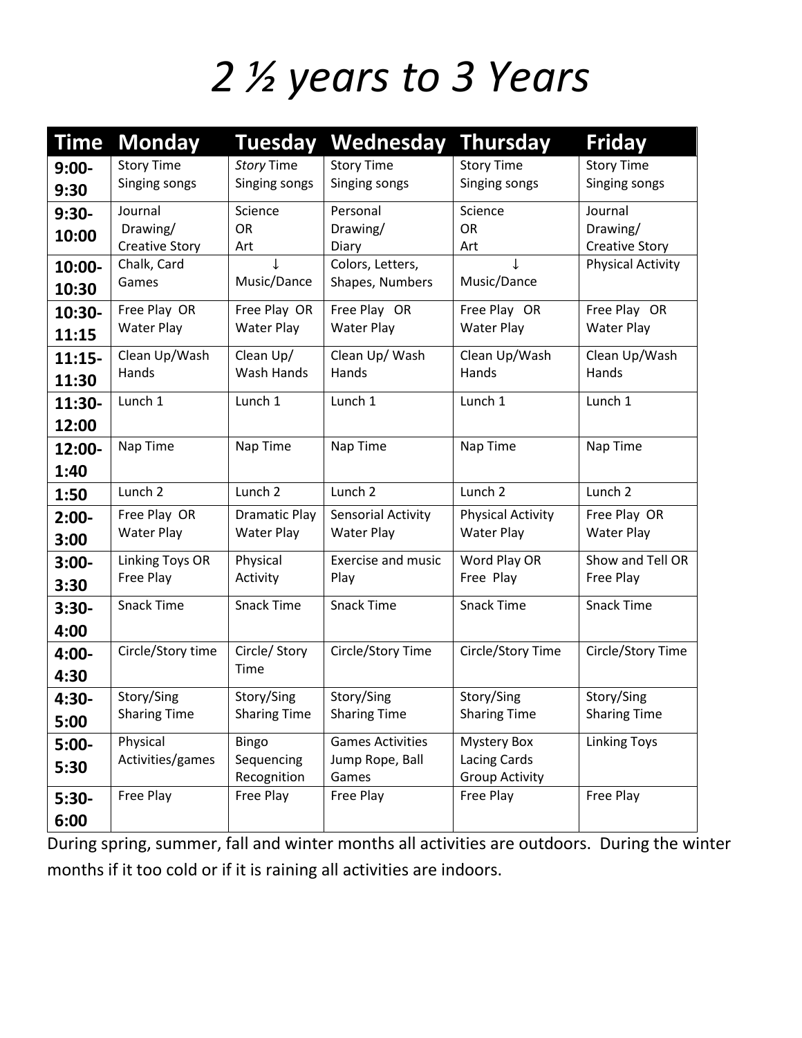# *2 ½ years to 3 Years*

| Time | Monday | Tuesday | Wednesday | Thursday | Friday |
|---|---|---|---|---|---|
| 9:00-9:30 | Story Time Singing songs | *Story* Time Singing songs | Story Time Singing songs | Story Time Singing songs | Story Time Singing songs |
| 9:30-10:00 | Journal Drawing/ Creative Story | Science OR Art | Personal Drawing/ Diary | Science OR Art | Journal Drawing/ Creative Story |
| 10:00-10:30 | Chalk, Card Games | ↓ Music/Dance | Colors, Letters, Shapes, Numbers | ↓ Music/Dance | Physical Activity |
| 10:30-11:15 | Free Play OR Water Play | Free Play OR Water Play | Free Play OR Water Play | Free Play OR Water Play | Free Play OR Water Play |
| 11:15-11:30 | Clean Up/Wash Hands | Clean Up/ Wash Hands | Clean Up/ Wash Hands | Clean Up/Wash Hands | Clean Up/Wash Hands |
| 11:30-12:00 | Lunch 1 | Lunch 1 | Lunch 1 | Lunch 1 | Lunch 1 |
| 12:00-1:40 | Nap Time | Nap Time | Nap Time | Nap Time | Nap Time |
| 1:50 | Lunch 2 | Lunch 2 | Lunch 2 | Lunch 2 | Lunch 2 |
| 2:00-3:00 | Free Play OR Water Play | Dramatic Play Water Play | Sensorial Activity Water Play | Physical Activity Water Play | Free Play OR Water Play |
| 3:00-3:30 | Linking Toys OR Free Play | Physical Activity | Exercise and music Play | Word Play OR Free Play | Show and Tell OR Free Play |
| 3:30-4:00 | Snack Time | Snack Time | Snack Time | Snack Time | Snack Time |
| 4:00-4:30 | Circle/Story time | Circle/ Story Time | Circle/Story Time | Circle/Story Time | Circle/Story Time |
| 4:30-5:00 | Story/Sing Sharing Time | Story/Sing Sharing Time | Story/Sing Sharing Time | Story/Sing Sharing Time | Story/Sing Sharing Time |
| 5:00-5:30 | Physical Activities/games | Bingo Sequencing Recognition | Games Activities Jump Rope, Ball Games | Mystery Box Lacing Cards Group Activity | Linking Toys |
| 5:30-6:00 | Free Play | Free Play | Free Play | Free Play | Free Play |

During spring, summer, fall and winter months all activities are outdoors. During the winter months if it too cold or if it is raining all activities are indoors.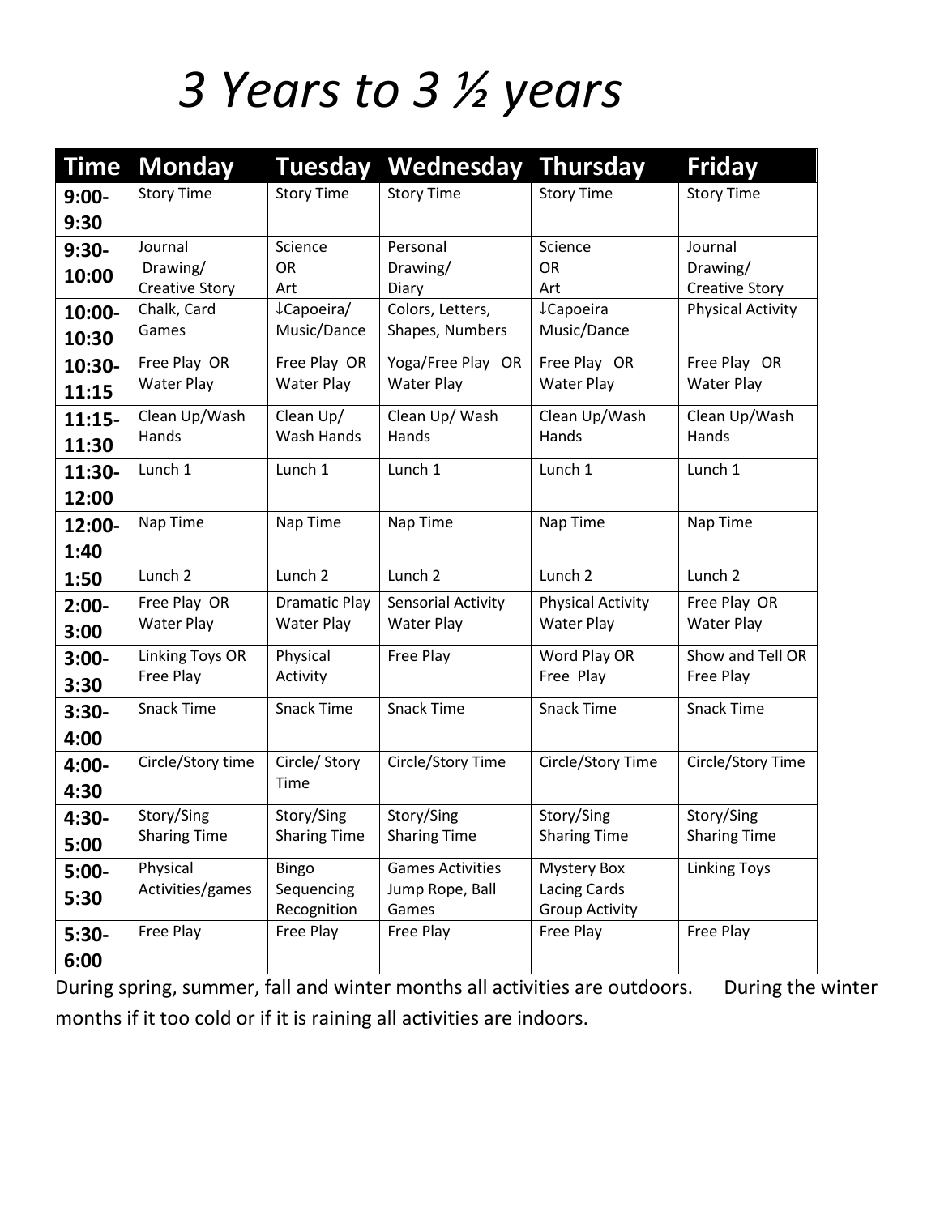# *3 Years to 3 ½ years*

| Time | Monday | Tuesday | Wednesday | Thursday | Friday |
|---|---|---|---|---|---|
| 9:00-9:30 | Story Time | Story Time | Story Time | Story Time | Story Time |
| 9:30-10:00 | Journal Drawing/ Creative Story | Science OR Art | Personal Drawing/ Diary | Science OR Art | Journal Drawing/ Creative Story |
| 10:00-10:30 | Chalk, Card Games | ↓Capoeira/ Music/Dance | Colors, Letters, Shapes, Numbers | ↓Capoeira Music/Dance | Physical Activity |
| 10:30-11:15 | Free Play OR Water Play | Free Play OR Water Play | Yoga/Free Play OR Water Play | Free Play OR Water Play | Free Play OR Water Play |
| 11:15-11:30 | Clean Up/Wash Hands | Clean Up/ Wash Hands | Clean Up/ Wash Hands | Clean Up/Wash Hands | Clean Up/Wash Hands |
| 11:30-12:00 | Lunch 1 | Lunch 1 | Lunch 1 | Lunch 1 | Lunch 1 |
| 12:00-1:40 | Nap Time | Nap Time | Nap Time | Nap Time | Nap Time |
| 1:50 | Lunch 2 | Lunch 2 | Lunch 2 | Lunch 2 | Lunch 2 |
| 2:00-3:00 | Free Play OR Water Play | Dramatic Play Water Play | Sensorial Activity Water Play | Physical Activity Water Play | Free Play OR Water Play |
| 3:00-3:30 | Linking Toys OR Free Play | Physical Activity | Free Play | Word Play OR Free Play | Show and Tell OR Free Play |
| 3:30-4:00 | Snack Time | Snack Time | Snack Time | Snack Time | Snack Time |
| 4:00-4:30 | Circle/Story time | Circle/ Story Time | Circle/Story Time | Circle/Story Time | Circle/Story Time |
| 4:30-5:00 | Story/Sing Sharing Time | Story/Sing Sharing Time | Story/Sing Sharing Time | Story/Sing Sharing Time | Story/Sing Sharing Time |
| 5:00-5:30 | Physical Activities/games | Bingo Sequencing Recognition | Games Activities Jump Rope, Ball Games | Mystery Box Lacing Cards Group Activity | Linking Toys |
| 5:30-6:00 | Free Play | Free Play | Free Play | Free Play | Free Play |

During spring, summer, fall and winter months all activities are outdoors. During the winter months if it too cold or if it is raining all activities are indoors.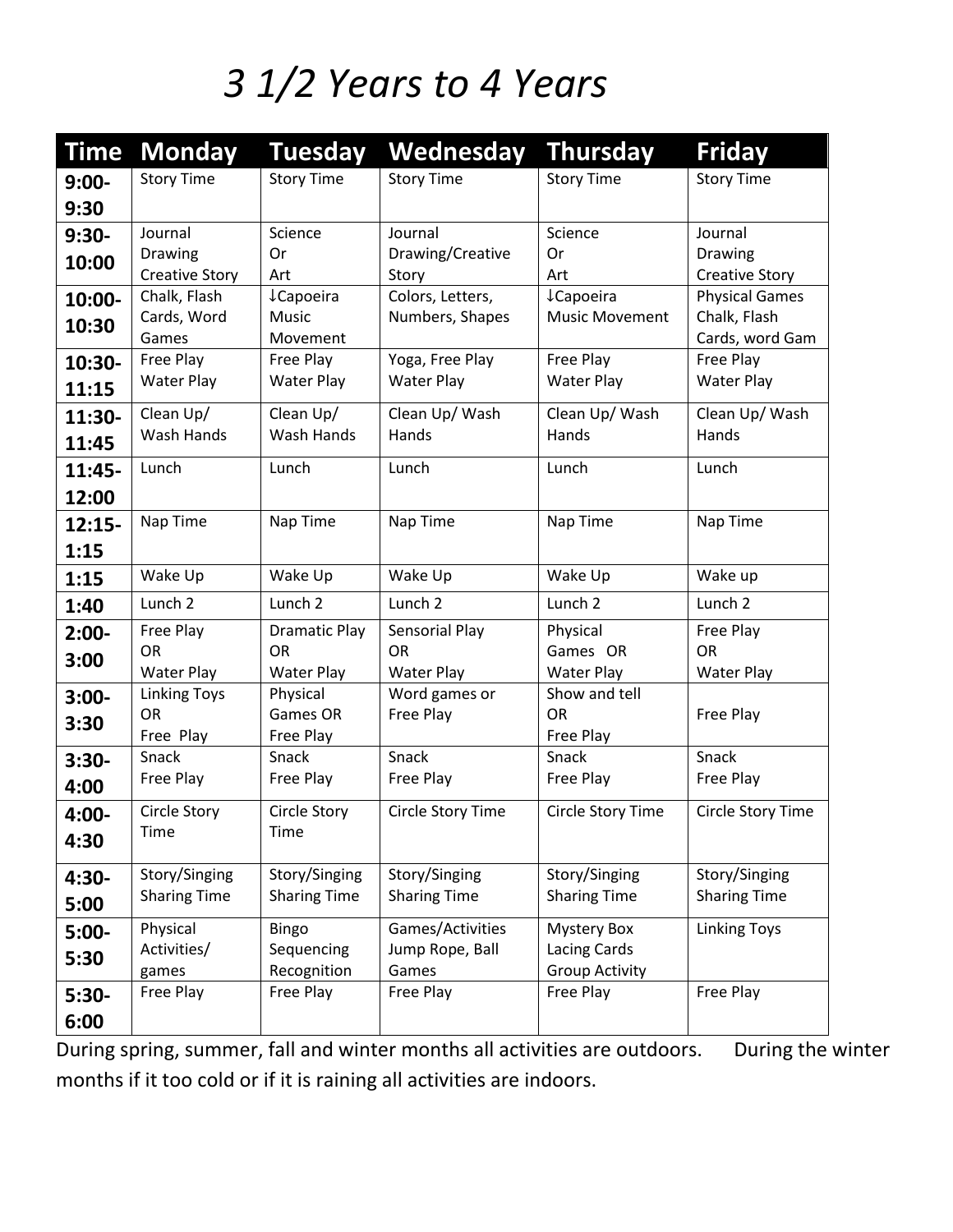# 3 1/2 Years to 4 Years

| Time | Monday | Tuesday | Wednesday | Thursday | Friday |
|---|---|---|---|---|---|
| 9:00-9:30 | Story Time | Story Time | Story Time | Story Time | Story Time |
| 9:30-10:00 | Journal Drawing Creative Story | Science Or Art | Journal Drawing/Creative Story | Science Or Art | Journal Drawing Creative Story |
| 10:00-10:30 | Chalk, Flash Cards, Word Games | ↓Capoeira Music Movement | Colors, Letters, Numbers, Shapes | ↓Capoeira Music Movement | Physical Games Chalk, Flash Cards, word Gam |
| 10:30-11:15 | Free Play Water Play | Free Play Water Play | Yoga, Free Play Water Play | Free Play Water Play | Free Play Water Play |
| 11:30-11:45 | Clean Up/ Wash Hands | Clean Up/ Wash Hands | Clean Up/ Wash Hands | Clean Up/ Wash Hands | Clean Up/ Wash Hands |
| 11:45-12:00 | Lunch | Lunch | Lunch | Lunch | Lunch |
| 12:15-1:15 | Nap Time | Nap Time | Nap Time | Nap Time | Nap Time |
| 1:15 | Wake Up | Wake Up | Wake Up | Wake Up | Wake up |
| 1:40 | Lunch 2 | Lunch 2 | Lunch 2 | Lunch 2 | Lunch 2 |
| 2:00-3:00 | Free Play OR Water Play | Dramatic Play OR Water Play | Sensorial Play OR Water Play | Physical Games OR Water Play | Free Play OR Water Play |
| 3:00-3:30 | Linking Toys OR Free Play | Physical Games OR Free Play | Word games or Free Play | Show and tell OR Free Play | Free Play |
| 3:30-4:00 | Snack Free Play | Snack Free Play | Snack Free Play | Snack Free Play | Snack Free Play |
| 4:00-4:30 | Circle Story Time | Circle Story Time | Circle Story Time | Circle Story Time | Circle Story Time |
| 4:30-5:00 | Story/Singing Sharing Time | Story/Singing Sharing Time | Story/Singing Sharing Time | Story/Singing Sharing Time | Story/Singing Sharing Time |
| 5:00-5:30 | Physical Activities/ games | Bingo Sequencing Recognition | Games/Activities Jump Rope, Ball Games | Mystery Box Lacing Cards Group Activity | Linking Toys |
| 5:30-6:00 | Free Play | Free Play | Free Play | Free Play | Free Play |

During spring, summer, fall and winter months all activities are outdoors. During the winter months if it too cold or if it is raining all activities are indoors.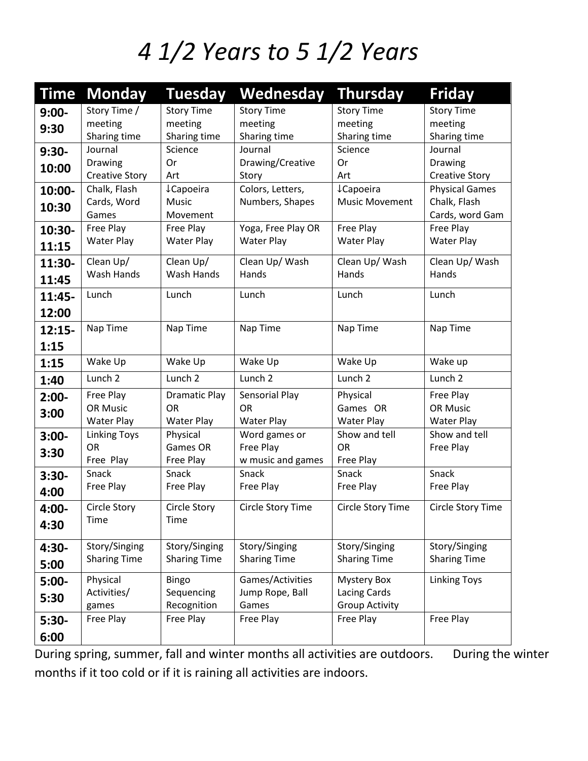# 4 1/2 Years to 5 1/2 Years

| Time | Monday | Tuesday | Wednesday | Thursday | Friday |
|---|---|---|---|---|---|
| 9:00-9:30 | Story Time / meeting Sharing time | Story Time meeting Sharing time | Story Time meeting Sharing time | Story Time meeting Sharing time | Story Time meeting Sharing time |
| 9:30-10:00 | Journal Drawing Creative Story | Science Or Art | Journal Drawing/Creative Story | Science Or Art | Journal Drawing Creative Story |
| 10:00-10:30 | Chalk, Flash Cards, Word Games | ↓Capoeira Music Movement | Colors, Letters, Numbers, Shapes | ↓Capoeira Music Movement | Physical Games Chalk, Flash Cards, word Gam |
| 10:30-11:15 | Free Play Water Play | Free Play Water Play | Yoga, Free Play OR Water Play | Free Play Water Play | Free Play Water Play |
| 11:30-11:45 | Clean Up/ Wash Hands | Clean Up/ Wash Hands | Clean Up/ Wash Hands | Clean Up/ Wash Hands | Clean Up/ Wash Hands |
| 11:45-12:00 | Lunch | Lunch | Lunch | Lunch | Lunch |
| 12:15-1:15 | Nap Time | Nap Time | Nap Time | Nap Time | Nap Time |
| 1:15 | Wake Up | Wake Up | Wake Up | Wake Up | Wake up |
| 1:40 | Lunch 2 | Lunch 2 | Lunch 2 | Lunch 2 | Lunch 2 |
| 2:00-3:00 | Free Play OR Music Water Play | Dramatic Play OR Water Play | Sensorial Play OR Water Play | Physical Games OR Water Play | Free Play OR Music Water Play |
| 3:00-3:30 | Linking Toys OR Free Play | Physical Games OR Free Play | Word games or Free Play w music and games | Show and tell OR Free Play | Show and tell Free Play |
| 3:30-4:00 | Snack Free Play | Snack Free Play | Snack Free Play | Snack Free Play | Snack Free Play |
| 4:00-4:30 | Circle Story Time | Circle Story Time | Circle Story Time | Circle Story Time | Circle Story Time |
| 4:30-5:00 | Story/Singing Sharing Time | Story/Singing Sharing Time | Story/Singing Sharing Time | Story/Singing Sharing Time | Story/Singing Sharing Time |
| 5:00-5:30 | Physical Activities/ games | Bingo Sequencing Recognition | Games/Activities Jump Rope, Ball Games | Mystery Box Lacing Cards Group Activity | Linking Toys |
| 5:30-6:00 | Free Play | Free Play | Free Play | Free Play | Free Play |

During spring, summer, fall and winter months all activities are outdoors. During the winter months if it too cold or if it is raining all activities are indoors.